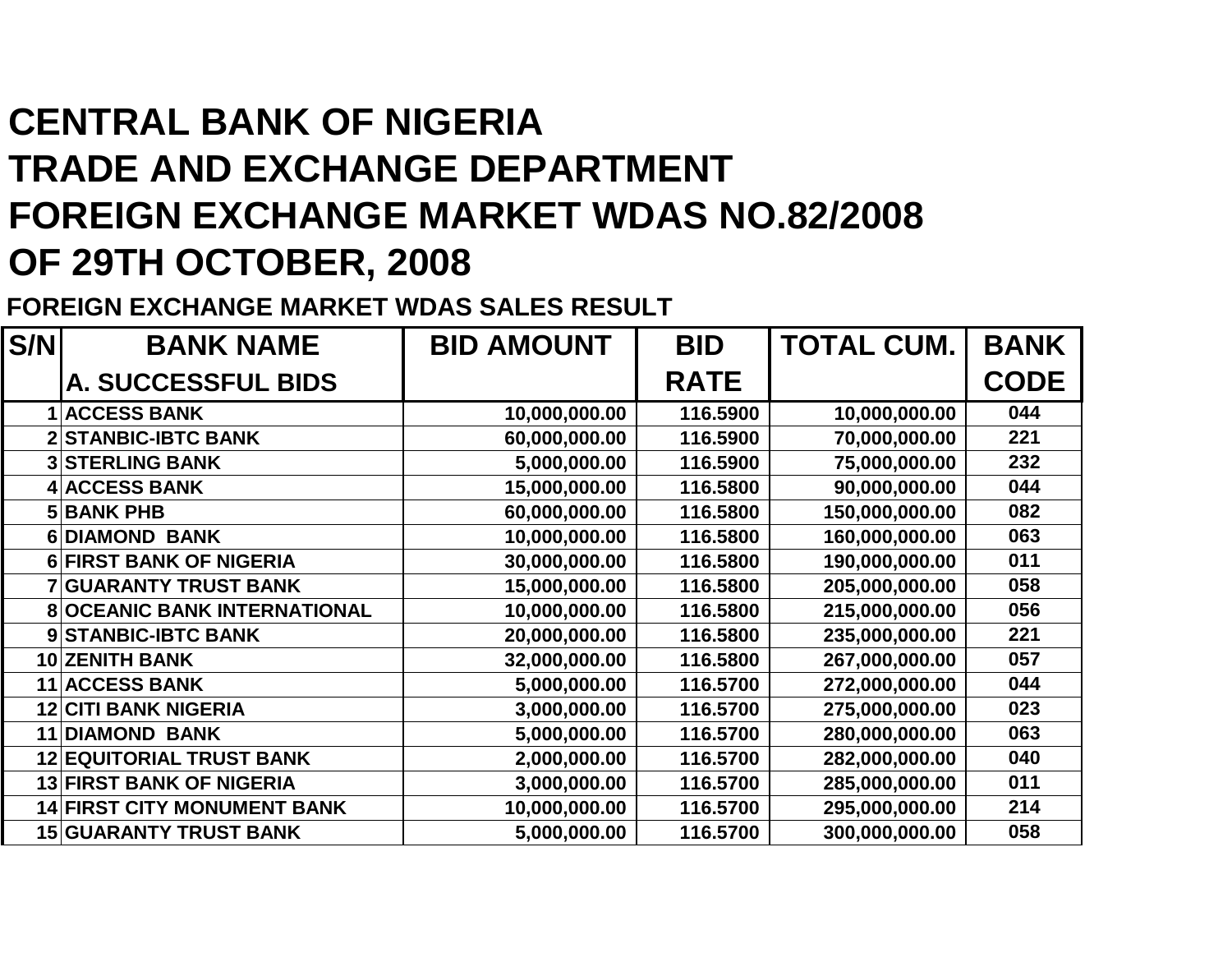# CENTRAL BANK OF NIGERIA
# TRADE AND EXCHANGE DEPARTMENT
# FOREIGN EXCHANGE MARKET WDAS NO.82/2008
# OF 29TH OCTOBER, 2008

## FOREIGN EXCHANGE MARKET WDAS SALES RESULT

| S/N | BANK NAME<br>A. SUCCESSFUL BIDS | BID AMOUNT | BID RATE | TOTAL CUM. | BANK CODE |
|---|---|---|---|---|---|
| 1 | ACCESS BANK | 10,000,000.00 | 116.5900 | 10,000,000.00 | 044 |
| 2 | STANBIC-IBTC BANK | 60,000,000.00 | 116.5900 | 70,000,000.00 | 221 |
| 3 | STERLING BANK | 5,000,000.00 | 116.5900 | 75,000,000.00 | 232 |
| 4 | ACCESS BANK | 15,000,000.00 | 116.5800 | 90,000,000.00 | 044 |
| 5 | BANK PHB | 60,000,000.00 | 116.5800 | 150,000,000.00 | 082 |
| 6 | DIAMOND BANK | 10,000,000.00 | 116.5800 | 160,000,000.00 | 063 |
| 6 | FIRST BANK OF NIGERIA | 30,000,000.00 | 116.5800 | 190,000,000.00 | 011 |
| 7 | GUARANTY TRUST BANK | 15,000,000.00 | 116.5800 | 205,000,000.00 | 058 |
| 8 | OCEANIC BANK INTERNATIONAL | 10,000,000.00 | 116.5800 | 215,000,000.00 | 056 |
| 9 | STANBIC-IBTC BANK | 20,000,000.00 | 116.5800 | 235,000,000.00 | 221 |
| 10 | ZENITH BANK | 32,000,000.00 | 116.5800 | 267,000,000.00 | 057 |
| 11 | ACCESS BANK | 5,000,000.00 | 116.5700 | 272,000,000.00 | 044 |
| 12 | CITI BANK NIGERIA | 3,000,000.00 | 116.5700 | 275,000,000.00 | 023 |
| 11 | DIAMOND BANK | 5,000,000.00 | 116.5700 | 280,000,000.00 | 063 |
| 12 | EQUITORIAL TRUST BANK | 2,000,000.00 | 116.5700 | 282,000,000.00 | 040 |
| 13 | FIRST BANK OF NIGERIA | 3,000,000.00 | 116.5700 | 285,000,000.00 | 011 |
| 14 | FIRST CITY MONUMENT BANK | 10,000,000.00 | 116.5700 | 295,000,000.00 | 214 |
| 15 | GUARANTY TRUST BANK | 5,000,000.00 | 116.5700 | 300,000,000.00 | 058 |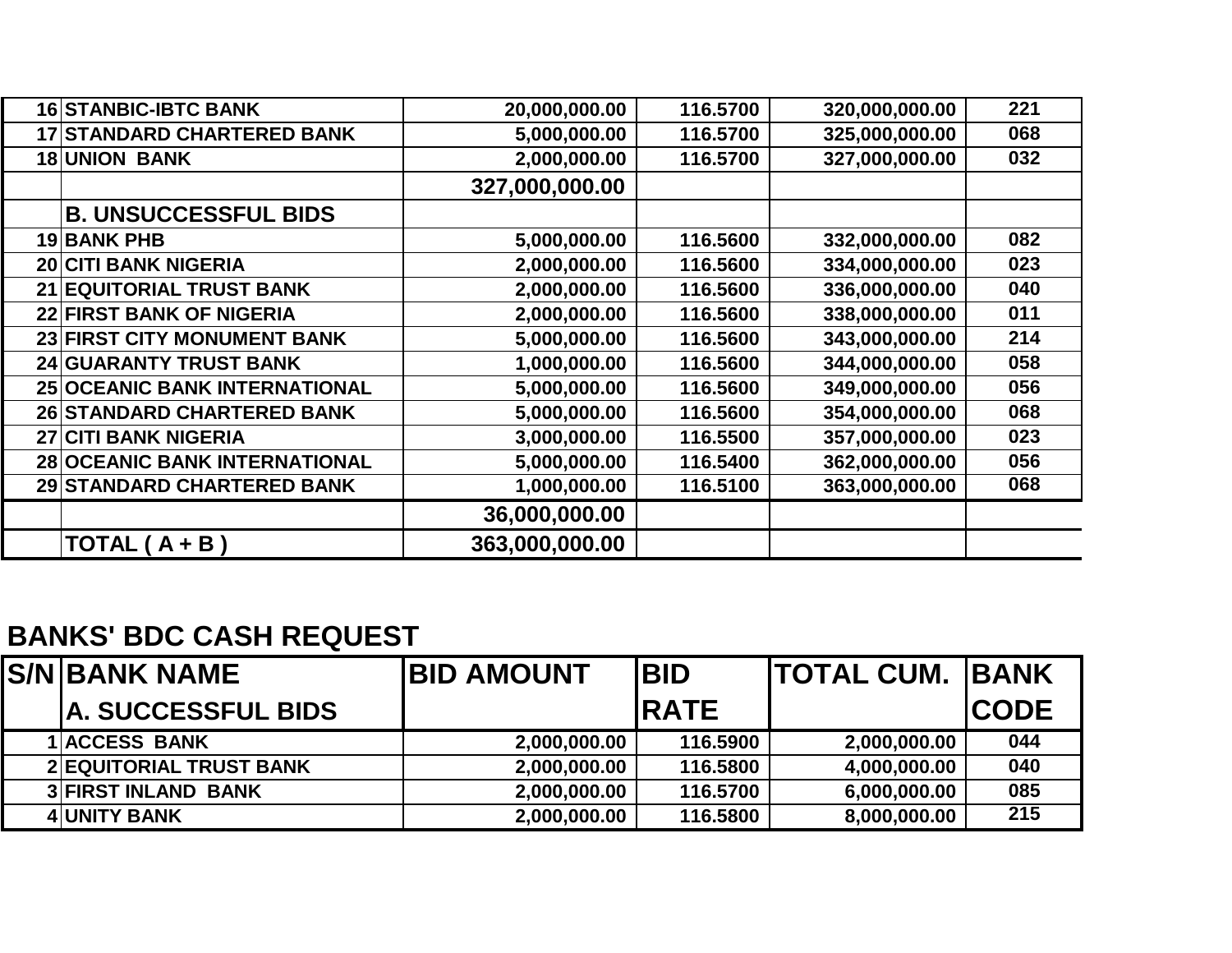| | | | | | |
|---|---|---|---|---|---|
| 16 | STANBIC-IBTC BANK | 20,000,000.00 | 116.5700 | 320,000,000.00 | 221 |
| 17 | STANDARD CHARTERED BANK | 5,000,000.00 | 116.5700 | 325,000,000.00 | 068 |
| 18 | UNION BANK | 2,000,000.00 | 116.5700 | 327,000,000.00 | 032 |
| | | **327,000,000.00** | | | |
| | **B. UNSUCCESSFUL BIDS** | | | | |
| 19 | BANK PHB | 5,000,000.00 | 116.5600 | 332,000,000.00 | 082 |
| 20 | CITI BANK NIGERIA | 2,000,000.00 | 116.5600 | 334,000,000.00 | 023 |
| 21 | EQUITORIAL TRUST BANK | 2,000,000.00 | 116.5600 | 336,000,000.00 | 040 |
| 22 | FIRST BANK OF NIGERIA | 2,000,000.00 | 116.5600 | 338,000,000.00 | 011 |
| 23 | FIRST CITY MONUMENT BANK | 5,000,000.00 | 116.5600 | 343,000,000.00 | 214 |
| 24 | GUARANTY TRUST BANK | 1,000,000.00 | 116.5600 | 344,000,000.00 | 058 |
| 25 | OCEANIC BANK INTERNATIONAL | 5,000,000.00 | 116.5600 | 349,000,000.00 | 056 |
| 26 | STANDARD CHARTERED BANK | 5,000,000.00 | 116.5600 | 354,000,000.00 | 068 |
| 27 | CITI BANK NIGERIA | 3,000,000.00 | 116.5500 | 357,000,000.00 | 023 |
| 28 | OCEANIC BANK INTERNATIONAL | 5,000,000.00 | 116.5400 | 362,000,000.00 | 056 |
| 29 | STANDARD CHARTERED BANK | 1,000,000.00 | 116.5100 | 363,000,000.00 | 068 |
| | | **36,000,000.00** | | | |
| | **TOTAL ( A + B )** | **363,000,000.00** | | | |

## BANKS' BDC CASH REQUEST

| S/N | BANK NAME | BID AMOUNT | BID RATE | TOTAL CUM. | BANK CODE |
|---|---|---|---|---|---|
| | **A. SUCCESSFUL BIDS** | | | | |
| 1 | ACCESS BANK | 2,000,000.00 | 116.5900 | 2,000,000.00 | 044 |
| 2 | EQUITORIAL TRUST BANK | 2,000,000.00 | 116.5800 | 4,000,000.00 | 040 |
| 3 | FIRST INLAND BANK | 2,000,000.00 | 116.5700 | 6,000,000.00 | 085 |
| 4 | UNITY BANK | 2,000,000.00 | 116.5800 | 8,000,000.00 | 215 |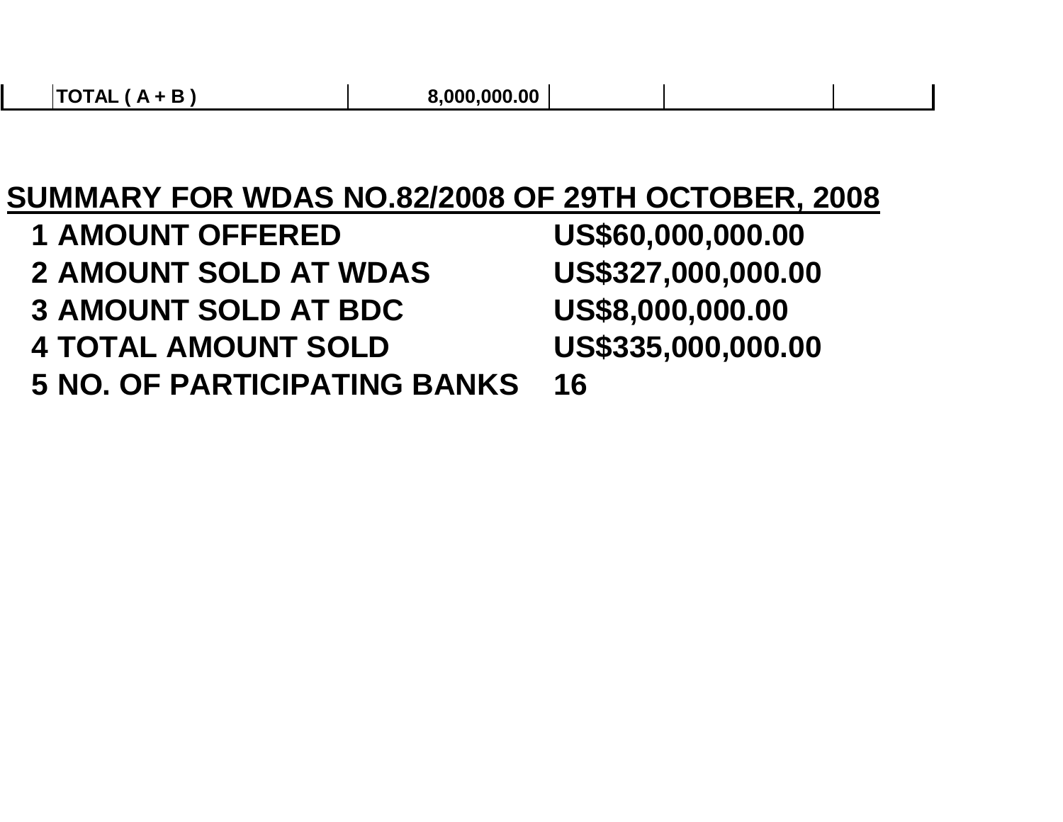|  | TOTAL ( A + B ) | 8,000,000.00 |  |  |  |
|---|---|---|---|---|---|

## SUMMARY FOR WDAS NO.82/2008 OF 29TH OCTOBER, 2008

| | | |
|---|---|---|
| 1 | AMOUNT OFFERED | US$60,000,000.00 |
| 2 | AMOUNT SOLD AT WDAS | US$327,000,000.00 |
| 3 | AMOUNT SOLD AT BDC | US$8,000,000.00 |
| 4 | TOTAL AMOUNT SOLD | US$335,000,000.00 |
| 5 | NO. OF PARTICIPATING BANKS | 16 |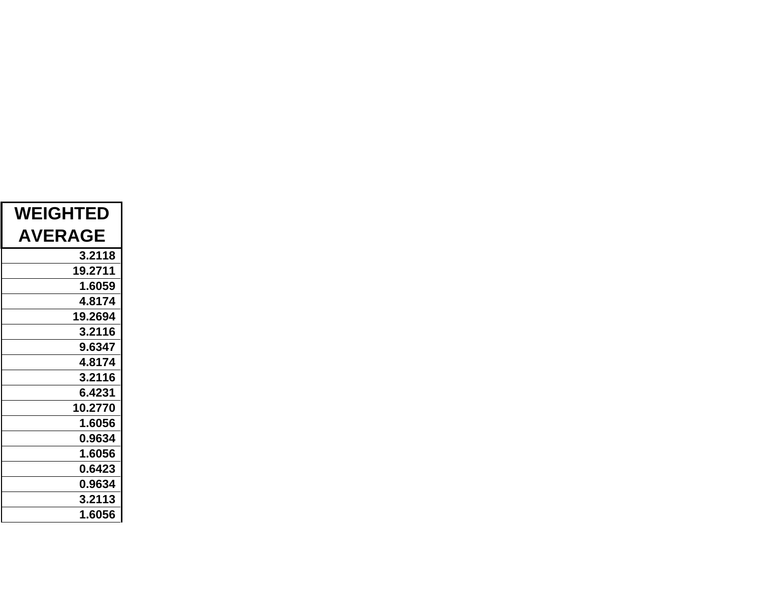| WEIGHTED AVERAGE |
|---:|
| 3.2118 |
| 19.2711 |
| 1.6059 |
| 4.8174 |
| 19.2694 |
| 3.2116 |
| 9.6347 |
| 4.8174 |
| 3.2116 |
| 6.4231 |
| 10.2770 |
| 1.6056 |
| 0.9634 |
| 1.6056 |
| 0.6423 |
| 0.9634 |
| 3.2113 |
| 1.6056 |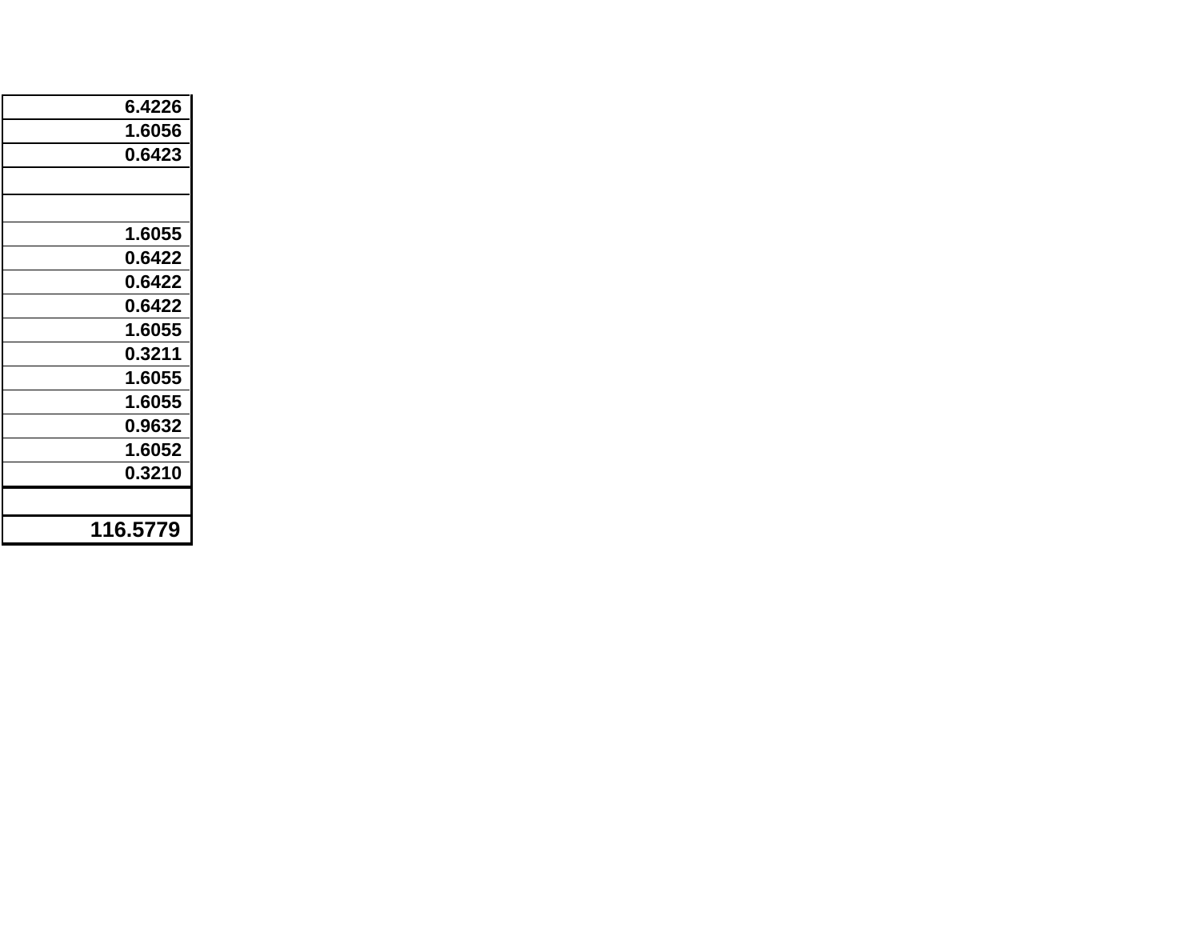| |
|---|
| 6.4226 |
| 1.6056 |
| 0.6423 |
| |
| |
| 1.6055 |
| 0.6422 |
| 0.6422 |
| 0.6422 |
| 1.6055 |
| 0.3211 |
| 1.6055 |
| 1.6055 |
| 0.9632 |
| 1.6052 |
| 0.3210 |
| |
| 116.5779 |